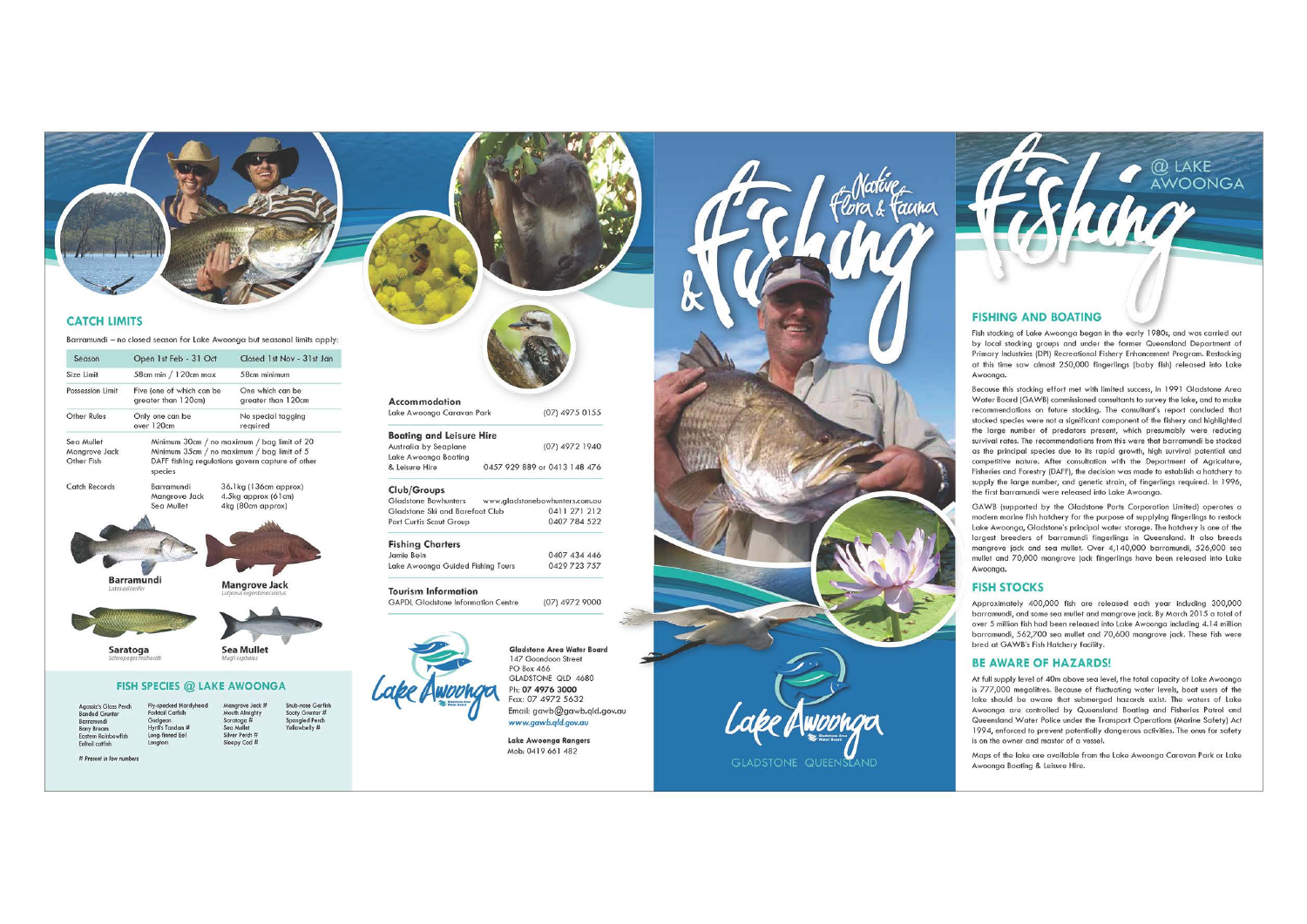## CATCH LIMITS

Barramundi – no closed season for Lake Awoonga but seasonal limits apply.

| Season | Open 1st Feb - 31 Oct | Closed 1st Nov - 31st Jan |
|---|---|---|
| Size Limit | 58cm min / 120cm max | 58cm minimum |
| Possession Limit | Five (one of which can be greater than 120cm) | One which can be greater than 120cm |
| Other Rules | Only one can be over 120cm | No special tagging required |

| | |
|---|---|
| Sea Mullet | Minimum 30cm / no maximum / bag limit of 20 |
| Mangrove Jack | Minimum 35cm / no maximum / bag limit of 5 |
| Other Fish | DAFF fishing regulations govern capture of other species |

| Catch Records | | |
|---|---|---|
| | Barramundi | 36.1kg (136cm approx) |
| | Mangrove Jack | 4.5kg approx (61cm) |
| | Sea Mullet | 4kg (80cm approx) |

**Barramundi** *Lates calcarifer*

**Mangrove Jack** *Lutjanus argentimaculatus*

**Saratoga** *Scleropages leichardti*

**Sea Mullet** *Mugil cephalus*

## FISH SPECIES @ LAKE AWOONGA

Agassiz's Glass Perch
Banded Grunter
Barramundi
Bony Bream
Eastern Rainbowfish
Eeltail catfish
Fly-specked Hardyhead
Forktail Catfish
Gudgeon
Hyrtl's Tandan #
Long-finned Eel
Longtom
Mangrove Jack #
Mouth Almighty
Saratoga #
Sea Mullet
Silver Perch #
Sleepy Cod #
Snub-nose Garfish
Sooty Grunter #
Spangled Perch
Yellowbelly #

# Present in low numbers

**Accommodation**
Lake Awoonga Caravan Park (07) 4975 0155

**Boating and Leisure Hire**
Australia by Seaplane (07) 4972 1940
Lake Awoonga Boating & Leisure Hire 0457 929 889 or 0413 148 476

**Club/Groups**
Gladstone Bowhunters www.gladstonebowhunters.com.au
Gladstone Ski and Barefoot Club 0411 271 212
Port Curtis Scout Group 0407 784 522

**Fishing Charters**
Jamie Bein 0407 434 446
Lake Awoonga Guided Fishing Tours 0429 723 757

**Tourism Information**
GAPDL Gladstone Information Centre (07) 4972 9000

**Gladstone Area Water Board**
147 Goondoon Street
PO Box 466
GLADSTONE QLD 4680
Ph: **07 4976 3000**
Fax: 07 4972 5632
Email: gawb@gawb.qld.gov.au
*www.gawb.qld.gov.au*

**Lake Awoonga Rangers**
Mob: 0419 661 482

# Native Flora & Fauna & Fishing

Lake Awoonga
GLADSTONE QUEENSLAND

# Fishing @ LAKE AWOONGA

## FISHING AND BOATING

Fish stocking of Lake Awoonga began in the early 1980s, and was carried out by local stocking groups and under the former Queensland Department of Primary Industries (DPI) Recreational Fishery Enhancement Program. Restocking at this time saw almost 250,000 fingerlings (baby fish) released into Lake Awoonga.

Because this stocking effort met with limited success, in 1991 Gladstone Area Water Board (GAWB) commissioned consultants to survey the lake, and to make recommendations on future stocking. The consultant's report concluded that stocked species were not a significant component of the fishery and highlighted the large number of predators present, which presumably were reducing survival rates. The recommendations from this were that barramundi be stocked as the principal species due to its rapid growth, high survival potential and competitive nature. After consultation with the Department of Agriculture, Fisheries and Forestry (DAFF), the decision was made to establish a hatchery to supply the large number, and genetic strain, of fingerlings required. In 1996, the first barramundi were released into Lake Awoonga.

GAWB (supported by the Gladstone Ports Corporation Limited) operates a modern marine fish hatchery for the purpose of supplying fingerlings to restock Lake Awoonga, Gladstone's principal water storage. The hatchery is one of the largest breeders of barramundi fingerlings in Queensland. It also breeds mangrove jack and sea mullet. Over 4,140,000 barramundi, 526,000 sea mullet and 70,000 mangrove jack fingerlings have been released into Lake Awoonga.

## FISH STOCKS

Approximately 400,000 fish are released each year including 300,000 barramundi, and some sea mullet and mangrove jack. By March 2015 a total of over 5 million fish had been released into Lake Awoonga including 4.14 million barramundi, 562,700 sea mullet and 70,600 mangrove jack. These fish were bred at GAWB's Fish Hatchery facility.

## BE AWARE OF HAZARDS!

At full supply level of 40m above sea level, the total capacity of Lake Awoonga is 777,000 megalitres. Because of fluctuating water levels, boat users of the lake should be aware that submerged hazards exist. The waters of Lake Awoonga are controlled by Queensland Boating and Fisheries Patrol and Queensland Water Police under the Transport Operations (Marine Safety) Act 1994, enforced to prevent potentially dangerous activities. The onus for safety is on the owner and master of a vessel.

Maps of the lake are available from the Lake Awoonga Caravan Park or Lake Awoonga Boating & Leisure Hire.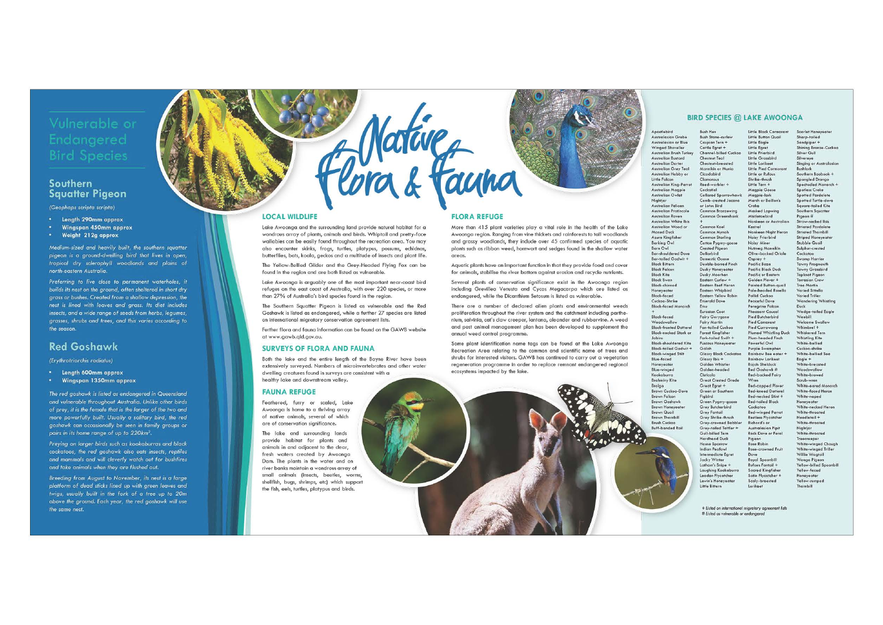# Vulnerable or Endangered Bird Species

## Southern Squatter Pigeon

*(Geophaps scripta scripta)*

- **Length 290mm approx**
- **Wingspan 450mm approx**
- **Weight 212g approx**

*Medium-sized and heavily built, the southern squatter pigeon is a ground-dwelling bird that lives in open, tropical dry sclerophyll woodlands and plains of north-eastern Australia.*

*Preferring to live close to permanent waterholes, it builds its nest on the ground, often sheltered in short dry grass or bushes. Created from a shallow depression, the nest is lined with leaves and grass. Its diet includes insects, and a wide range of seeds from herbs, legumes, grasses, shrubs and trees, and this varies according to the season.*

## Red Goshawk

*(Erythrotriorchis radiatus)*

- **Length 600mm approx**
- **Wingspan 1350mm approx**

*The red goshawk is listed as endangered in Queensland and vulnerable throughout Australia. Unlike other birds of prey, it is the female that is the larger of the two and more powerfully built. Usually a solitary bird, the red goshawk can occasionally be seen in family groups or pairs in its home range of up to 220km².*

*Preying on larger birds such as kookaburras and black cockatoos, the red goshawk also eats insects, reptiles and mammals and will cleverly watch out for bushfires and take animals when they are flushed out.*

*Breeding from August to November, its nest is a large platform of dead sticks lined up with green leaves and twigs, usually built in the fork of a tree up to 20m above the ground. Each year, the red goshawk will use the same nest.*

# Native Flora & Fauna

## LOCAL WILDLIFE

Lake Awoonga and the surrounding land provide natural habitat for a wondrous array of plants, animals and birds. Whiptail and pretty-face wallabies can be easily found throughout the recreation area. You may also encounter skinks, frogs, turtles, platypus, possums, echidnas, butterflies, bats, koala, geckos and a multitude of insects and plant life.

The Yellow-Bellied Glider and the Grey-Headed Flying Fox can be found in the region and are both listed as vulnerable.

Lake Awoonga is arguably one of the most important near-coast bird refuges on the east coast of Australia, with over 220 species, or more than 27% of Australia's bird species found in the region.

The Southern Squatter Pigeon is listed as vulnerable and the Red Goshawk is listed as endangered, while a further 27 species are listed on international migratory conservation agreement lists.

Further flora and fauna information can be found on the GAWB website at www.gawb.qld.gov.au.

## SURVEYS OF FLORA AND FAUNA

Both the lake and the entire length of the Boyne River have been extensively surveyed. Numbers of microinvertebrates and other water dwelling creatures found in surveys are consistent with a healthy lake and downstream valley.

## FAUNA REFUGE

Feathered, furry or scaled, Lake Awoonga is home to a thriving array of native animals, several of which are of conservation significance.

The lake and surrounding lands provide habitat for plants and animals in and adjacent to the clear, fresh waters created by Awoonga Dam. The plants in the water and on river banks maintain a wondrous array of small animals (insects, beetles, worms, shellfish, bugs, shrimps, etc) which support the fish, eels, turtles, platypus and birds.

## FLORA REFUGE

More than 415 plant varieties play a vital role in the health of the Lake Awoonga region. Ranging from vine thickets and rainforests to tall woodlands and grassy woodlands, they include over 45 confirmed species of aquatic plants such as ribbon weed, hornwort and sedges found in the shallow water areas.

Aquatic plants have an important function in that they provide food and cover for animals, stabilise the river bottom against erosion and recycle nutrients.

Several plants of conservation significance exist in the Awoonga region including Grevillea Venusta and Cycas Megacarpa which are listed as endangered, while the Dicanthium Setosum is listed as vulnerable.

There are a number of declared alien plants and environmental weeds proliferation throughout the river system and the catchment including parthenium, salvinia, cat's claw creeper, lantana, oleander and rubbervine. A weed and pest animal management plan has been developed to supplement the annual weed control programme.

Some plant identification name tags can be found at the Lake Awoonga Recreation Area relating to the common and scientific name of trees and shrubs for interested visitors. GAWB has continued to carry out a vegetation regeneration programme in order to replace remnant endangered regional ecosystems impacted by the lake.

## BIRD SPECIES @ LAKE AWOONGA

Apostlebird
Australasian Grebe
Australasian or Blue Winged Shoveller
Australian Brush Turkey
Australian Bustard
Australian Darter
Australian Grey Teal
Australian Hobby or Little Falcon
Australian King-Parrot
Australian Magpie
Australian Owlet Nightjar
Australian Pelican
Australian Pratincole
Australian Raven
Australian White Ibis
Australian Wood or Maned Duck
Azure Kingfisher
Barking Owl
Barn Owl
Bar-shouldered Dove
Bar-tailed Godwit +
Black Bittern
Black Falcon
Black Kite
Black Swan
Black-chinned Honeyeater
Black-faced Cuckoo-Shrike
Black-faced Monarch +
Black-faced Woodswallow
Black-fronted Dotterel
Black-necked Stork or Jabiru
Black-shouldered Kite
Black-tailed Godwit +
Black-winged Stilt
Blue-faced Honeyeater
Blue-winged Kookaburra
Brahminy Kite
Brolga
Brown Cuckoo-Dove
Brown Falcon
Brown Goshawk
Brown Honeyeater
Brown Quail
Brown Thornbill
Brush Cuckoo
Buff-banded Rail
Bush Hen
Bush Stone-curlew
Caspian Tern +
Cattle Egret +
Channel-billed Cuckoo
Chestnut Teal
Chestnut-breasted Mannikin or Munia
Cicadabird
Clamorous Reed-warbler +
Cockatiel
Collared Sparrowhawk
Comb-crested Jacana or Lotus Bird
Common Bronzewing
Common Greenshank +
Common Koel
Common Mynah
Common Starling
Cotton Pygmy-goose
Crested Pigeon
Dollarbird
Domestic Goose
Double-barred Finch
Dusky Honeyeater
Dusky Moorhen
Eastern Curlew +
Eastern Reef Heron
Eastern Whipbird
Eastern Yellow Robin
Emerald Dove
Emu
Eurasian Coot
Fairy Gerygone
Fairy Martin
Fan-tailed Cuckoo
Forest Kingfisher
Fork-tailed Swift +
Fuscous Honeyeater
Galah
Glossy Black Cockatoo
Glossy Ibis +
Golden Whistler
Golden-headed Cisticola
Great Crested Grebe
Great Egret +
Green or Southern Figbird
Green Pygmy-goose
Grey Butcherbird
Grey Fantail
Grey Shrike-thrush
Grey-crowned Babbler
Grey-tailed Tattler +
Gull-billed Tern
Hardhead Duck
House Sparrow
Indian Peafowl
Intermediate Egret
Jacky Winter
Latham's Snipe +
Laughing Kookaburra
Leaden Flycatcher
Lewin's Honeyeater
Little Bittern
Little Black Cormorant
Little Button Quail
Little Eagle
Little Egret
Little Friarbird
Little Grassbird
Little Lorikeet
Little Pied Cormorant
Little or Rufous Shrike-thrush
Little Tern +
Magpie Goose
Magpie-lark
Marsh or Baillon's Crake
Masked Lapwing
Mistletoebird
Nankeen or Australian Kestrel
Nankeen Night Heron
Noisy Friarbird
Noisy Miner
Nutmeg Mannikin
Olive-backed Oriole
Osprey +
Pacific Baza
Pacific Black Duck
Pacific or Eastern Golden Plover +
Painted Button-quail
Pale-headed Rosella
Pallid Cuckoo
Peaceful Dove
Peregrine Falcon
Pheasant Coucal
Pied Butcherbird
Pied Cormorant
Pied Currawong
Plumed Whistling Duck
Plum-headed Finch
Powerful Owl
Purple Swamphen
Rainbow Bee eater +
Rainbow Lorikeet
Rajah Shelduck
Red Goshawk #
Red-backed Fairy Wren
Red-capped Plover
Red-kneed Dotterel
Red-necked Stint +
Red-tailed Black Cockatoo
Red-winged Parrot
Restless Flycatcher
Richard's or Australasian Pipit
Rock Dove or Feral Pigeon
Rose Robin
Rose-crowned Fruit Dove
Royal Spoonbill
Rufous Fantail +
Sacred Kingfisher
Satin Flycatcher +
Scaly-breasted Lorikeet
Scarlet Honeyeater
Sharp-tailed Sandpiper +
Shining Bronze-Cuckoo
Silver Gull
Silvereye
Singing or Australasian Bushlark
Southern Boobook +
Spangled Drongo
Spectacled Monarch +
Spotless Crake
Spotted Pardalote
Spotted Turtle-dove
Square-tailed Kite
Southern Squatter Pigeon #
Straw-necked Ibis
Striated Pardalote
Striated Thornbill
Striped Honeyeater
Stubble Quail
Sulphur-crested Cockatoo
Swamp Harrier
Tawny Frogmouth
Tawny Grassbird
Topknot Pigeon
Torresian Crow
Tree Martin
Varied Sittella
Varied Triller
Wandering Whistling Duck
Wedge-tailed Eagle
Weebill
Welcome Swallow
Whimbrel +
Whiskered Tern
Whistling Kite
White-bellied Cuckoo-shrike
White-bellied Sea Eagle +
White-breasted Woodswallow
White-browed Scrub-wren
White-eared Monarch
White-faced Heron
White-naped Honeyeater
White-necked Heron
White-throated Needletail +
White-throated Nightjar
White-throated Treecreeper
White-winged Chough
White-winged Triller
Willie Wagtail
Wonga Pigeon
Yellow-billed Spoonbill
Yellow-faced Honeyeater
Yellow-rumped Thornbill

*+ Listed on international migratory agreement lists*
*# Listed as vulnerable or endangered*